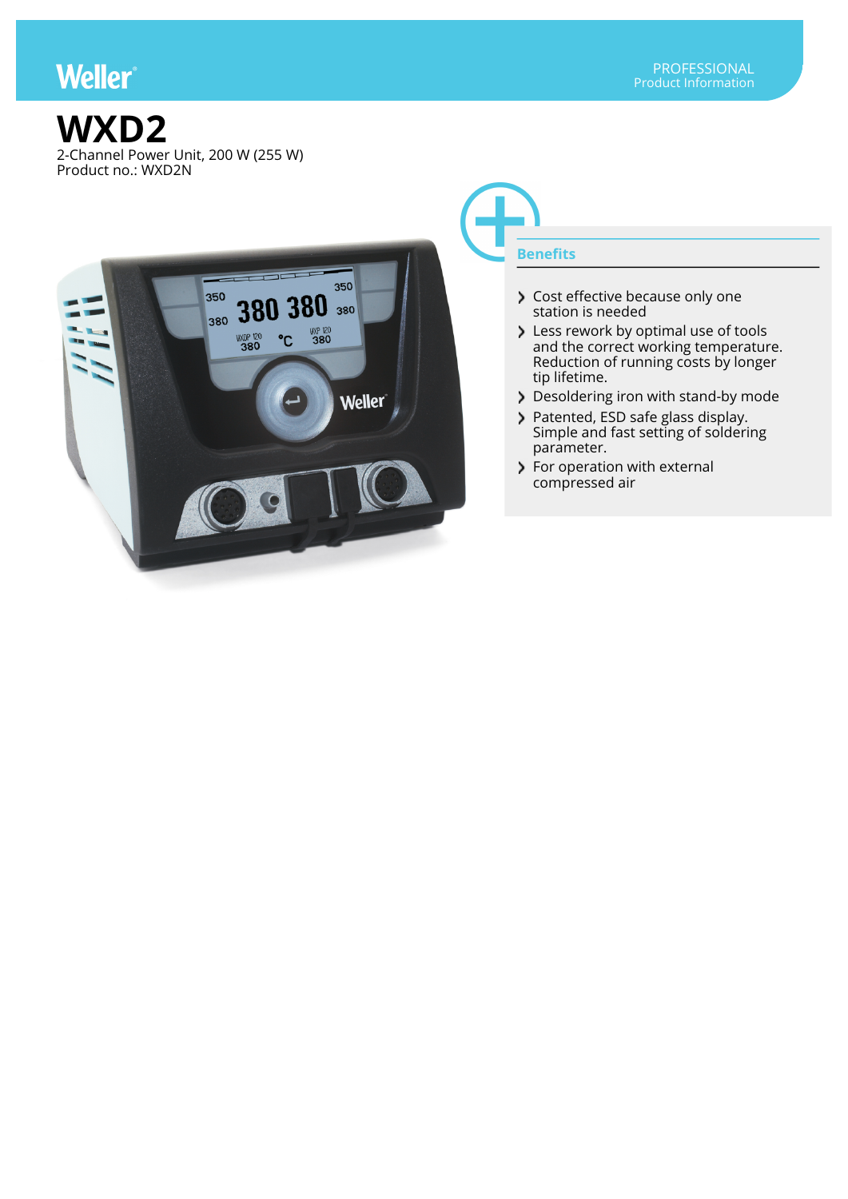Weller

PROFESSIONAL
Product Information

# WXD2

2-Channel Power Unit, 200 W (255 W)
Product no.: WXD2N

## Benefits

- Cost effective because only one station is needed
- Less rework by optimal use of tools and the correct working temperature. Reduction of running costs by longer tip lifetime.
- Desoldering iron with stand-by mode
- Patented, ESD safe glass display. Simple and fast setting of soldering parameter.
- For operation with external compressed air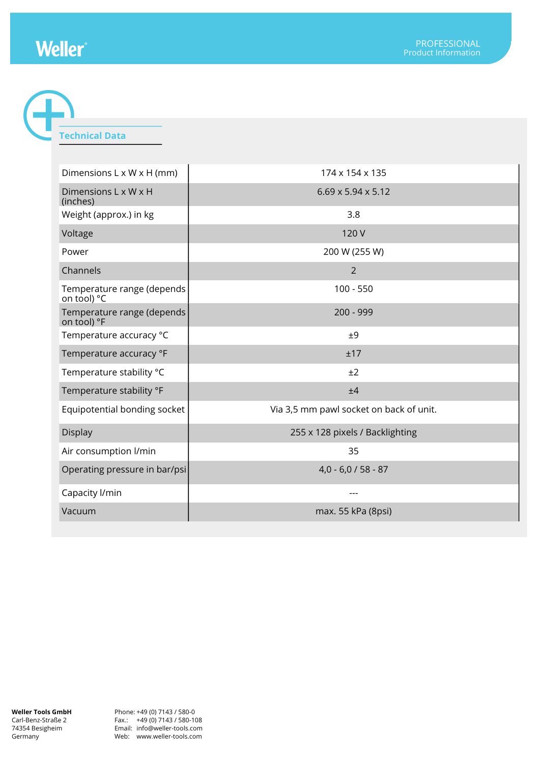## Technical Data

| | |
|---|---|
| Dimensions L x W x H (mm) | 174 x 154 x 135 |
| Dimensions L x W x H (inches) | 6.69 x 5.94 x 5.12 |
| Weight (approx.) in kg | 3.8 |
| Voltage | 120 V |
| Power | 200 W (255 W) |
| Channels | 2 |
| Temperature range (depends on tool) °C | 100 - 550 |
| Temperature range (depends on tool) °F | 200 - 999 |
| Temperature accuracy °C | ±9 |
| Temperature accuracy °F | ±17 |
| Temperature stability °C | ±2 |
| Temperature stability °F | ±4 |
| Equipotential bonding socket | Via 3,5 mm pawl socket on back of unit. |
| Display | 255 x 128 pixels / Backlighting |
| Air consumption l/min | 35 |
| Operating pressure in bar/psi | 4,0 - 6,0 / 58 - 87 |
| Capacity l/min | --- |
| Vacuum | max. 55 kPa (8psi) |

**Weller Tools GmbH**
Carl-Benz-Straße 2
74354 Besigheim
Germany

Phone: +49 (0) 7143 / 580-0
Fax.: +49 (0) 7143 / 580-108
Email: info@weller-tools.com
Web: www.weller-tools.com